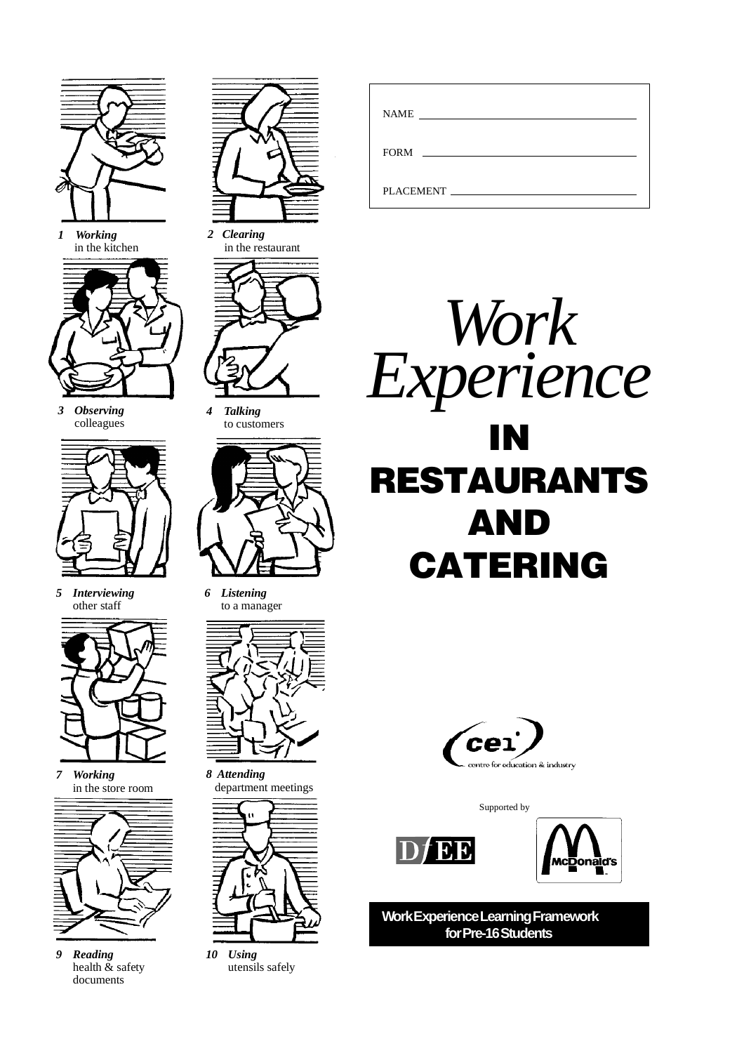NAME ______________________

FORM ______________________

PLACEMENT ______________________

# *Work Experience*

# IN RESTAURANTS AND CATERING

1 *Working* in the kitchen

2 *Clearing* in the restaurant

3 *Observing* colleagues

4 *Talking* to customers

5 *Interviewing* other staff

6 *Listening* to a manager

7 *Working* in the store room

8 *Attending* department meetings

9 *Reading* health & safety documents

10 *Using* utensils safely

cei centre for education & industry

Supported by

DfEE

McDonald's

**Work Experience Learning Framework for Pre-16 Students**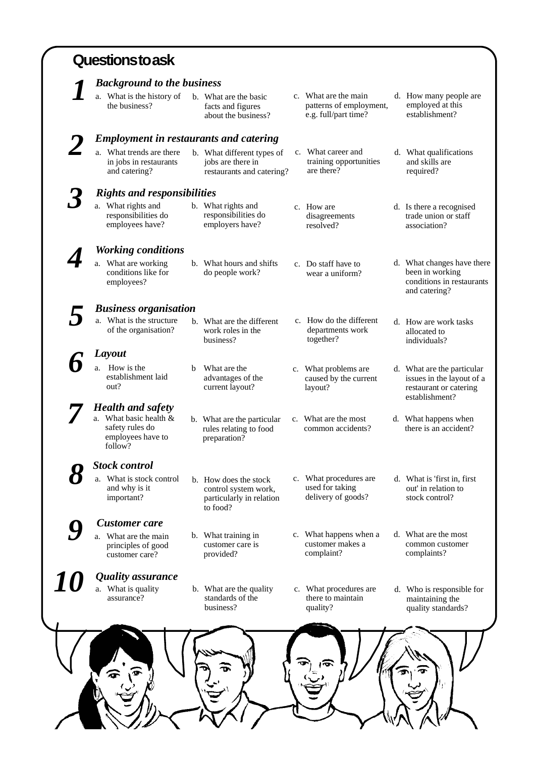# Questions to ask

## 1 *Background to the business*

a. What is the history of the business?

b. What are the basic facts and figures about the business?

c. What are the main patterns of employment, e.g. full/part time?

d. How many people are employed at this establishment?

## 2 *Employment in restaurants and catering*

a. What trends are there in jobs in restaurants and catering?

b. What different types of jobs are there in restaurants and catering?

c. What career and training opportunities are there?

d. What qualifications and skills are required?

## 3 *Rights and responsibilities*

a. What rights and responsibilities do employees have?

b. What rights and responsibilities do employers have?

c. How are disagreements resolved?

d. Is there a recognised trade union or staff association?

## 4 *Working conditions*

a. What are working conditions like for employees?

b. What hours and shifts do people work?

c. Do staff have to wear a uniform?

d. What changes have there been in working conditions in restaurants and catering?

## 5 *Business organisation*

a. What is the structure of the organisation?

b. What are the different work roles in the business?

c. How do the different departments work together?

d. How are work tasks allocated to individuals?

## 6 *Layout*

a. How is the establishment laid out?

b What are the advantages of the current layout?

c. What problems are caused by the current layout?

d. What are the particular issues in the layout of a restaurant or catering establishment?

## 7 *Health and safety*

a. What basic health & safety rules do employees have to follow?

b. What are the particular rules relating to food preparation?

c. What are the most common accidents?

d. What happens when there is an accident?

## 8 *Stock control*

a. What is stock control and why is it important?

b. How does the stock control system work, particularly in relation to food?

c. What procedures are used for taking delivery of goods?

d. What is 'first in, first out' in relation to stock control?

## 9 *Customer care*

a. What are the main principles of good customer care?

b. What training in customer care is provided?

c. What happens when a customer makes a complaint?

d. What are the most common customer complaints?

## 10 *Quality assurance*

a. What is quality assurance?

b. What are the quality standards of the business?

c. What procedures are there to maintain quality?

d. Who is responsible for maintaining the quality standards?